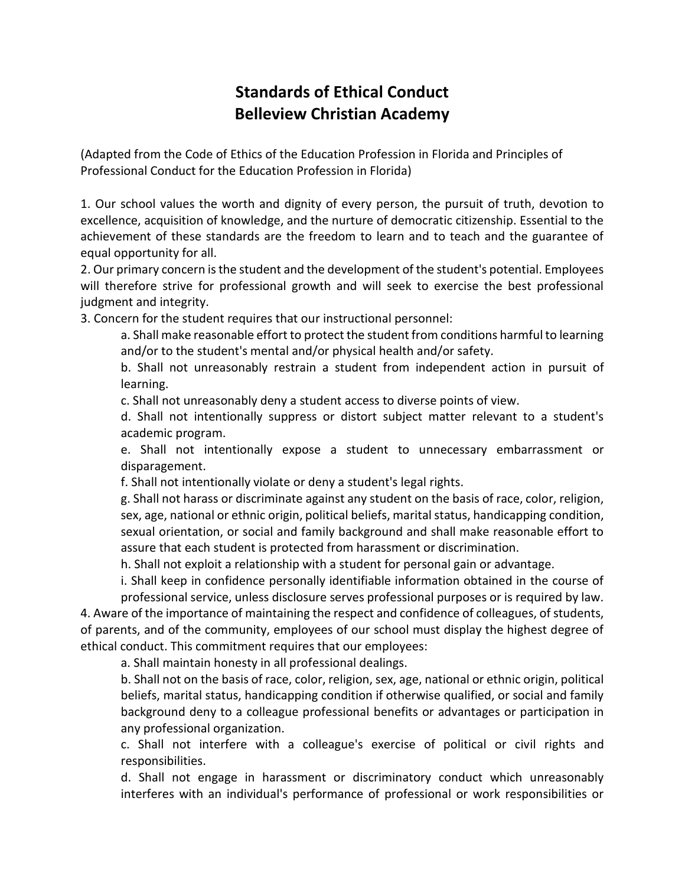# Standards of Ethical Conduct
# Belleview Christian Academy

(Adapted from the Code of Ethics of the Education Profession in Florida and Principles of Professional Conduct for the Education Profession in Florida)

1. Our school values the worth and dignity of every person, the pursuit of truth, devotion to excellence, acquisition of knowledge, and the nurture of democratic citizenship. Essential to the achievement of these standards are the freedom to learn and to teach and the guarantee of equal opportunity for all.
2. Our primary concern is the student and the development of the student's potential. Employees will therefore strive for professional growth and will seek to exercise the best professional judgment and integrity.
3. Concern for the student requires that our instructional personnel:
    a. Shall make reasonable effort to protect the student from conditions harmful to learning and/or to the student's mental and/or physical health and/or safety.
    b. Shall not unreasonably restrain a student from independent action in pursuit of learning.
    c. Shall not unreasonably deny a student access to diverse points of view.
    d. Shall not intentionally suppress or distort subject matter relevant to a student's academic program.
    e. Shall not intentionally expose a student to unnecessary embarrassment or disparagement.
    f. Shall not intentionally violate or deny a student's legal rights.
    g. Shall not harass or discriminate against any student on the basis of race, color, religion, sex, age, national or ethnic origin, political beliefs, marital status, handicapping condition, sexual orientation, or social and family background and shall make reasonable effort to assure that each student is protected from harassment or discrimination.
    h. Shall not exploit a relationship with a student for personal gain or advantage.
    i. Shall keep in confidence personally identifiable information obtained in the course of professional service, unless disclosure serves professional purposes or is required by law.
4. Aware of the importance of maintaining the respect and confidence of colleagues, of students, of parents, and of the community, employees of our school must display the highest degree of ethical conduct. This commitment requires that our employees:
    a. Shall maintain honesty in all professional dealings.
    b. Shall not on the basis of race, color, religion, sex, age, national or ethnic origin, political beliefs, marital status, handicapping condition if otherwise qualified, or social and family background deny to a colleague professional benefits or advantages or participation in any professional organization.
    c. Shall not interfere with a colleague's exercise of political or civil rights and responsibilities.
    d. Shall not engage in harassment or discriminatory conduct which unreasonably interferes with an individual's performance of professional or work responsibilities or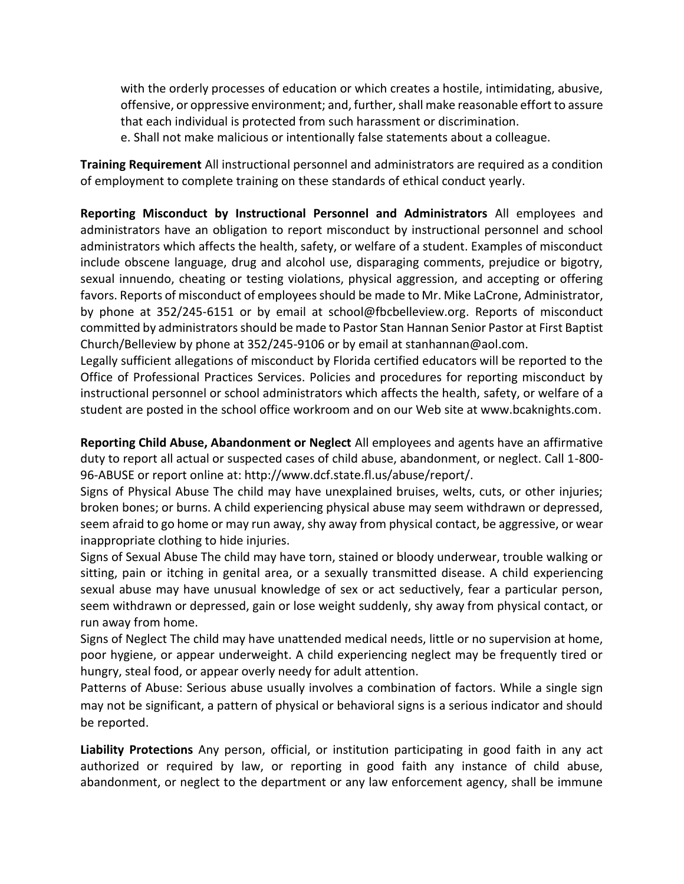with the orderly processes of education or which creates a hostile, intimidating, abusive, offensive, or oppressive environment; and, further, shall make reasonable effort to assure that each individual is protected from such harassment or discrimination.

e. Shall not make malicious or intentionally false statements about a colleague.

**Training Requirement** All instructional personnel and administrators are required as a condition of employment to complete training on these standards of ethical conduct yearly.

**Reporting Misconduct by Instructional Personnel and Administrators** All employees and administrators have an obligation to report misconduct by instructional personnel and school administrators which affects the health, safety, or welfare of a student. Examples of misconduct include obscene language, drug and alcohol use, disparaging comments, prejudice or bigotry, sexual innuendo, cheating or testing violations, physical aggression, and accepting or offering favors. Reports of misconduct of employees should be made to Mr. Mike LaCrone, Administrator, by phone at 352/245-6151 or by email at school@fbcbelleview.org. Reports of misconduct committed by administrators should be made to Pastor Stan Hannan Senior Pastor at First Baptist Church/Belleview by phone at 352/245-9106 or by email at stanhannan@aol.com.

Legally sufficient allegations of misconduct by Florida certified educators will be reported to the Office of Professional Practices Services. Policies and procedures for reporting misconduct by instructional personnel or school administrators which affects the health, safety, or welfare of a student are posted in the school office workroom and on our Web site at www.bcaknights.com.

**Reporting Child Abuse, Abandonment or Neglect** All employees and agents have an affirmative duty to report all actual or suspected cases of child abuse, abandonment, or neglect. Call 1-800-96-ABUSE or report online at: http://www.dcf.state.fl.us/abuse/report/.

Signs of Physical Abuse The child may have unexplained bruises, welts, cuts, or other injuries; broken bones; or burns. A child experiencing physical abuse may seem withdrawn or depressed, seem afraid to go home or may run away, shy away from physical contact, be aggressive, or wear inappropriate clothing to hide injuries.

Signs of Sexual Abuse The child may have torn, stained or bloody underwear, trouble walking or sitting, pain or itching in genital area, or a sexually transmitted disease. A child experiencing sexual abuse may have unusual knowledge of sex or act seductively, fear a particular person, seem withdrawn or depressed, gain or lose weight suddenly, shy away from physical contact, or run away from home.

Signs of Neglect The child may have unattended medical needs, little or no supervision at home, poor hygiene, or appear underweight. A child experiencing neglect may be frequently tired or hungry, steal food, or appear overly needy for adult attention.

Patterns of Abuse: Serious abuse usually involves a combination of factors. While a single sign may not be significant, a pattern of physical or behavioral signs is a serious indicator and should be reported.

**Liability Protections** Any person, official, or institution participating in good faith in any act authorized or required by law, or reporting in good faith any instance of child abuse, abandonment, or neglect to the department or any law enforcement agency, shall be immune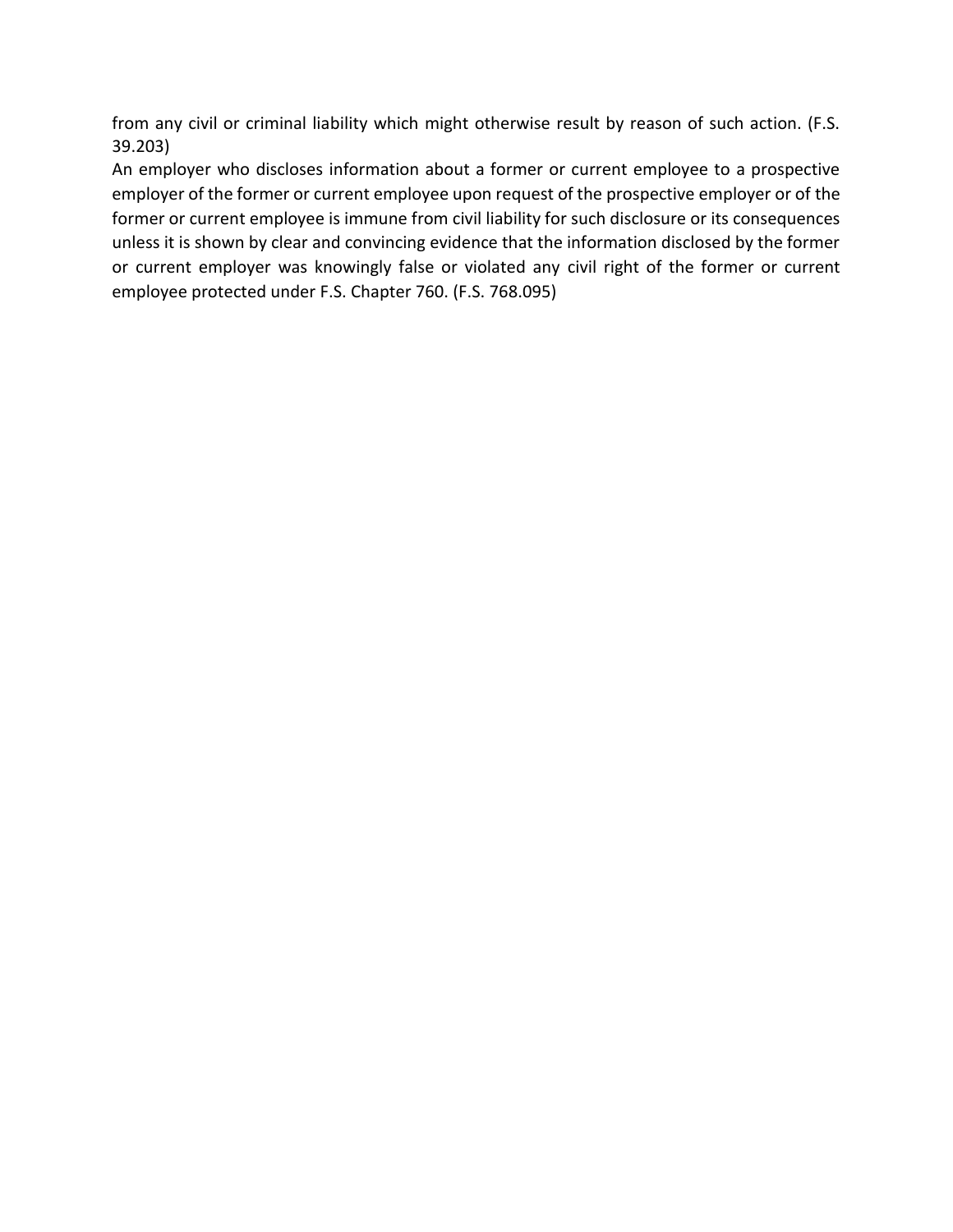from any civil or criminal liability which might otherwise result by reason of such action. (F.S. 39.203)

An employer who discloses information about a former or current employee to a prospective employer of the former or current employee upon request of the prospective employer or of the former or current employee is immune from civil liability for such disclosure or its consequences unless it is shown by clear and convincing evidence that the information disclosed by the former or current employer was knowingly false or violated any civil right of the former or current employee protected under F.S. Chapter 760. (F.S. 768.095)